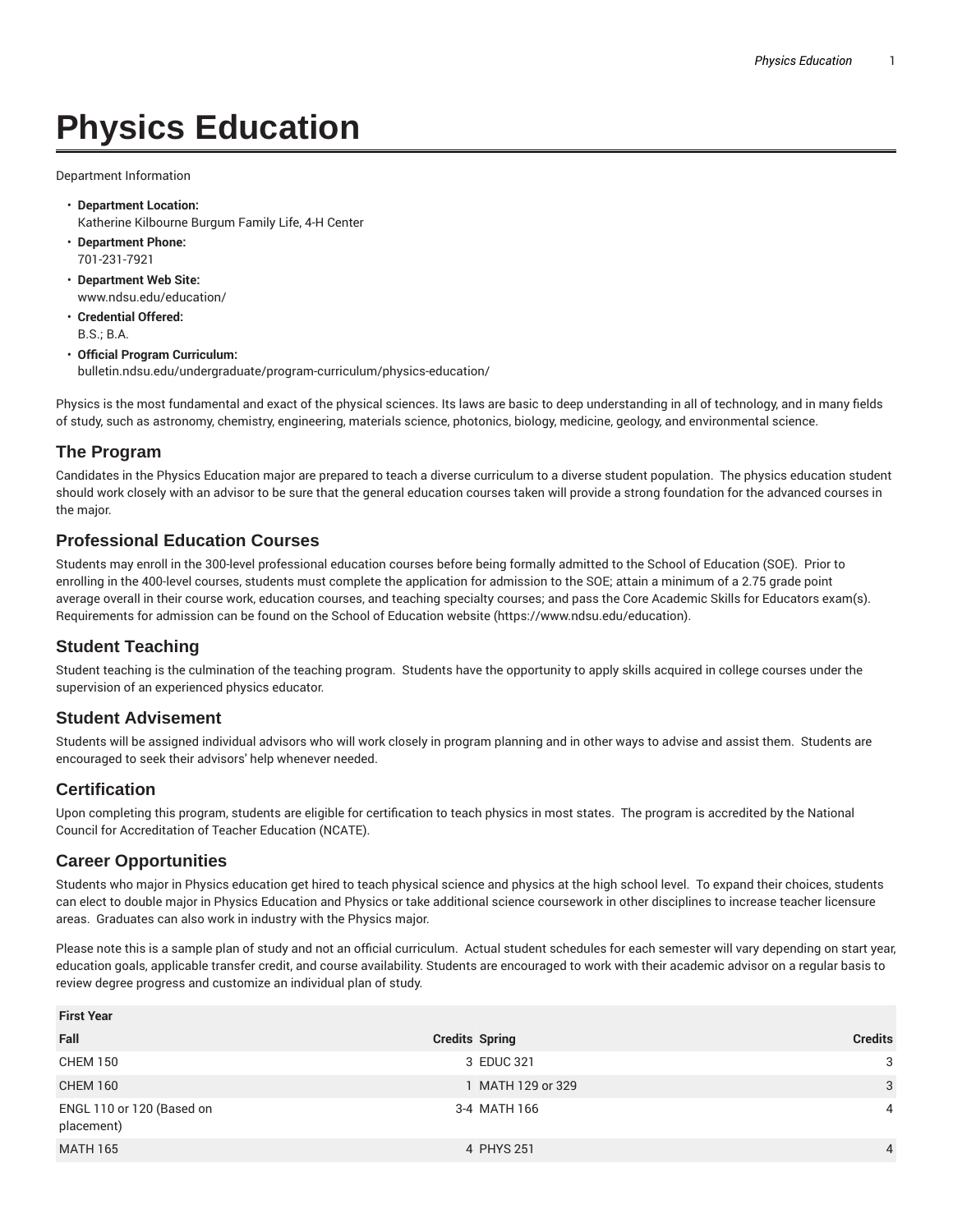# Physics Education

Department Information

- **Department Location:**
  Katherine Kilbourne Burgum Family Life, 4-H Center
- **Department Phone:**
  701-231-7921
- **Department Web Site:**
  www.ndsu.edu/education/
- **Credential Offered:**
  B.S.; B.A.
- **Official Program Curriculum:**
  bulletin.ndsu.edu/undergraduate/program-curriculum/physics-education/

Physics is the most fundamental and exact of the physical sciences. Its laws are basic to deep understanding in all of technology, and in many fields of study, such as astronomy, chemistry, engineering, materials science, photonics, biology, medicine, geology, and environmental science.

## The Program

Candidates in the Physics Education major are prepared to teach a diverse curriculum to a diverse student population. The physics education student should work closely with an advisor to be sure that the general education courses taken will provide a strong foundation for the advanced courses in the major.

## Professional Education Courses

Students may enroll in the 300-level professional education courses before being formally admitted to the School of Education (SOE). Prior to enrolling in the 400-level courses, students must complete the application for admission to the SOE; attain a minimum of a 2.75 grade point average overall in their course work, education courses, and teaching specialty courses; and pass the Core Academic Skills for Educators exam(s). Requirements for admission can be found on the School of Education website (https://www.ndsu.edu/education).

## Student Teaching

Student teaching is the culmination of the teaching program. Students have the opportunity to apply skills acquired in college courses under the supervision of an experienced physics educator.

## Student Advisement

Students will be assigned individual advisors who will work closely in program planning and in other ways to advise and assist them. Students are encouraged to seek their advisors' help whenever needed.

## Certification

Upon completing this program, students are eligible for certification to teach physics in most states. The program is accredited by the National Council for Accreditation of Teacher Education (NCATE).

## Career Opportunities

Students who major in Physics education get hired to teach physical science and physics at the high school level. To expand their choices, students can elect to double major in Physics Education and Physics or take additional science coursework in other disciplines to increase teacher licensure areas. Graduates can also work in industry with the Physics major.

Please note this is a sample plan of study and not an official curriculum. Actual student schedules for each semester will vary depending on start year, education goals, applicable transfer credit, and course availability. Students are encouraged to work with their academic advisor on a regular basis to review degree progress and customize an individual plan of study.

| First Year | | | |
|---|---|---|---|
| **Fall** | **Credits** | **Spring** | **Credits** |
| CHEM 150 | 3 | EDUC 321 | 3 |
| CHEM 160 | 1 | MATH 129 or 329 | 3 |
| ENGL 110 or 120 (Based on placement) | 3-4 | MATH 166 | 4 |
| MATH 165 | 4 | PHYS 251 | 4 |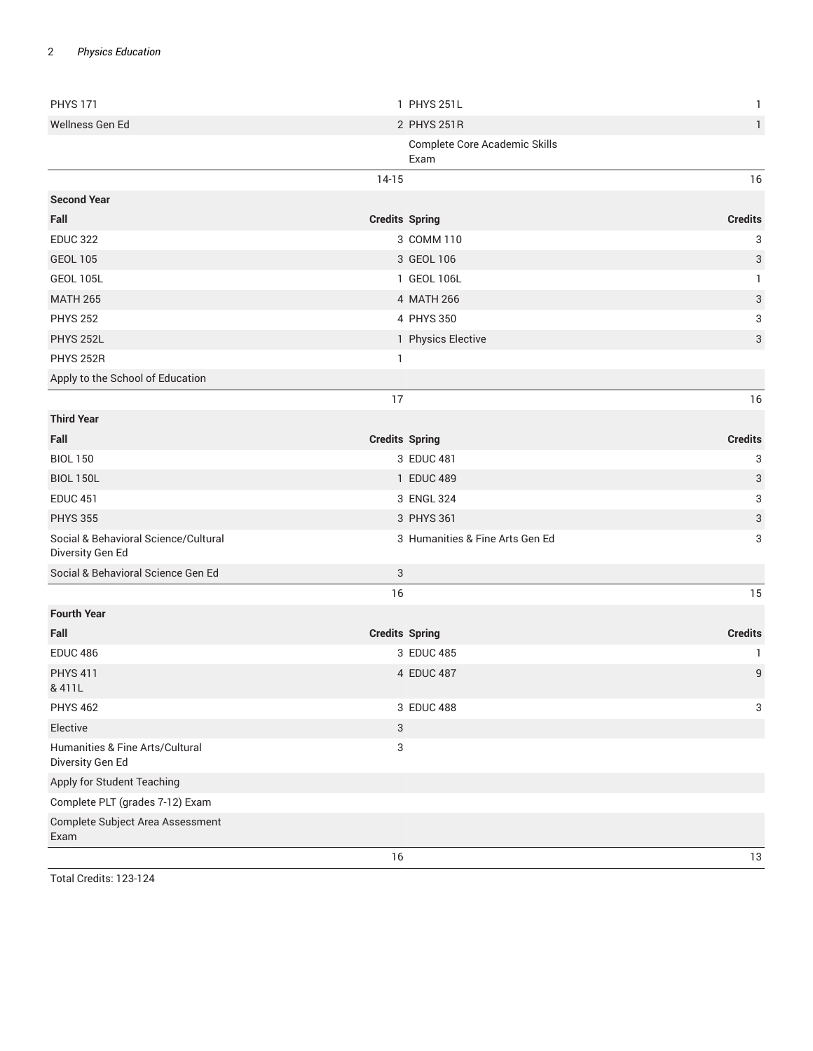| | | | |
|---|---|---|---|
| PHYS 171 | 1 | PHYS 251L | 1 |
| Wellness Gen Ed | 2 | PHYS 251R | 1 |
| | | Complete Core Academic Skills Exam | |
| | 14-15 | | 16 |
| **Second Year** | | | |
| **Fall** | **Credits** | **Spring** | **Credits** |
| EDUC 322 | 3 | COMM 110 | 3 |
| GEOL 105 | 3 | GEOL 106 | 3 |
| GEOL 105L | 1 | GEOL 106L | 1 |
| MATH 265 | 4 | MATH 266 | 3 |
| PHYS 252 | 4 | PHYS 350 | 3 |
| PHYS 252L | 1 | Physics Elective | 3 |
| PHYS 252R | 1 | | |
| Apply to the School of Education | | | |
| | 17 | | 16 |
| **Third Year** | | | |
| **Fall** | **Credits** | **Spring** | **Credits** |
| BIOL 150 | 3 | EDUC 481 | 3 |
| BIOL 150L | 1 | EDUC 489 | 3 |
| EDUC 451 | 3 | ENGL 324 | 3 |
| PHYS 355 | 3 | PHYS 361 | 3 |
| Social & Behavioral Science/Cultural Diversity Gen Ed | 3 | Humanities & Fine Arts Gen Ed | 3 |
| Social & Behavioral Science Gen Ed | 3 | | |
| | 16 | | 15 |
| **Fourth Year** | | | |
| **Fall** | **Credits** | **Spring** | **Credits** |
| EDUC 486 | 3 | EDUC 485 | 1 |
| PHYS 411 & 411L | 4 | EDUC 487 | 9 |
| PHYS 462 | 3 | EDUC 488 | 3 |
| Elective | 3 | | |
| Humanities & Fine Arts/Cultural Diversity Gen Ed | 3 | | |
| Apply for Student Teaching | | | |
| Complete PLT (grades 7-12) Exam | | | |
| Complete Subject Area Assessment Exam | | | |
| | 16 | | 13 |

Total Credits: 123-124